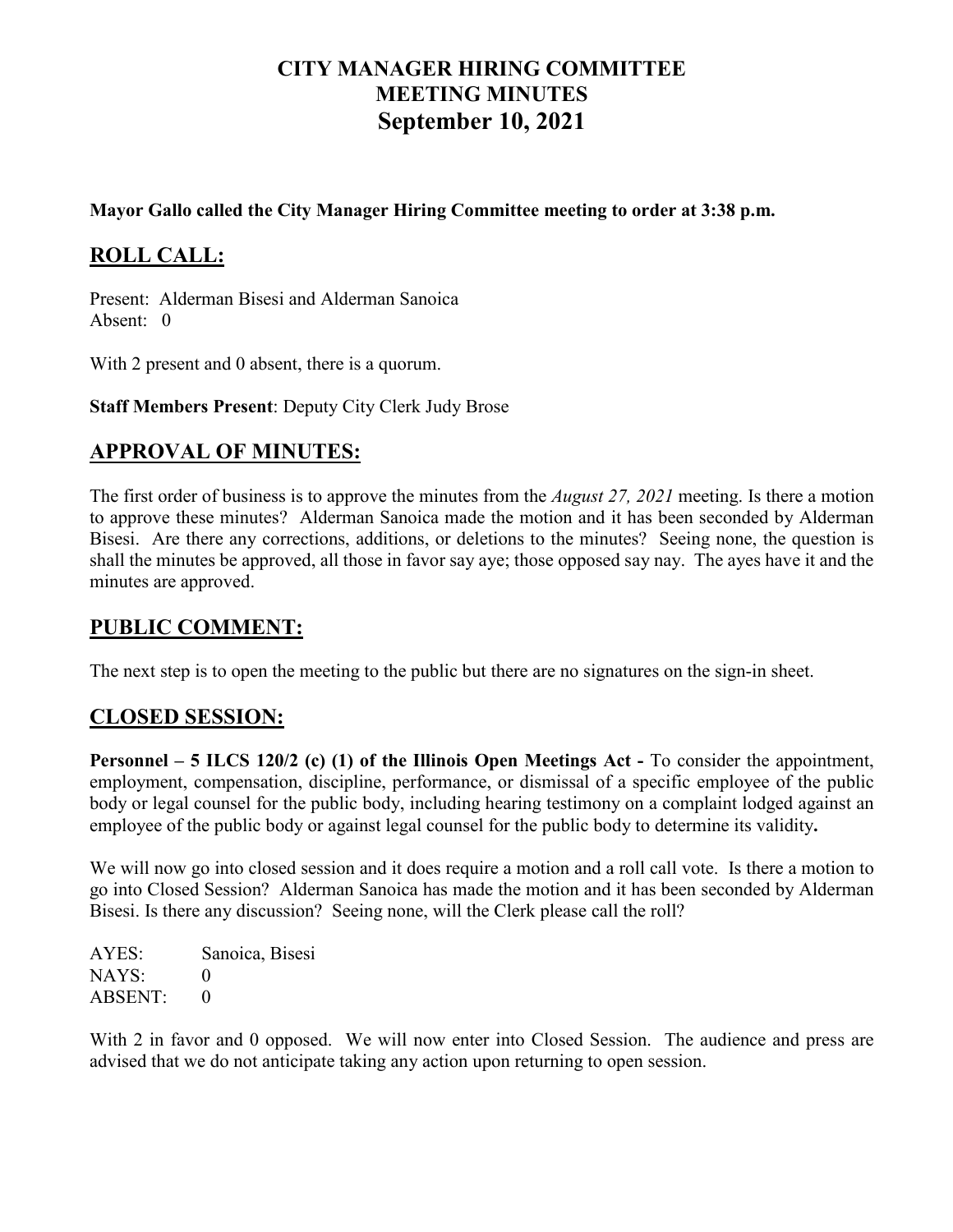# CITY MANAGER HIRING COMMITTEE
# MEETING MINUTES
# September 10, 2021

**Mayor Gallo called the City Manager Hiring Committee meeting to order at 3:38 p.m.**

## ROLL CALL:

Present: Alderman Bisesi and Alderman Sanoica
Absent: 0

With 2 present and 0 absent, there is a quorum.

**Staff Members Present**: Deputy City Clerk Judy Brose

## APPROVAL OF MINUTES:

The first order of business is to approve the minutes from the *August 27, 2021* meeting. Is there a motion to approve these minutes? Alderman Sanoica made the motion and it has been seconded by Alderman Bisesi. Are there any corrections, additions, or deletions to the minutes? Seeing none, the question is shall the minutes be approved, all those in favor say aye; those opposed say nay. The ayes have it and the minutes are approved.

## PUBLIC COMMENT:

The next step is to open the meeting to the public but there are no signatures on the sign-in sheet.

## CLOSED SESSION:

**Personnel – 5 ILCS 120/2 (c) (1) of the Illinois Open Meetings Act -** To consider the appointment, employment, compensation, discipline, performance, or dismissal of a specific employee of the public body or legal counsel for the public body, including hearing testimony on a complaint lodged against an employee of the public body or against legal counsel for the public body to determine its validity**.**

We will now go into closed session and it does require a motion and a roll call vote. Is there a motion to go into Closed Session? Alderman Sanoica has made the motion and it has been seconded by Alderman Bisesi. Is there any discussion? Seeing none, will the Clerk please call the roll?

AYES: Sanoica, Bisesi
NAYS: 0
ABSENT: 0

With 2 in favor and 0 opposed. We will now enter into Closed Session. The audience and press are advised that we do not anticipate taking any action upon returning to open session.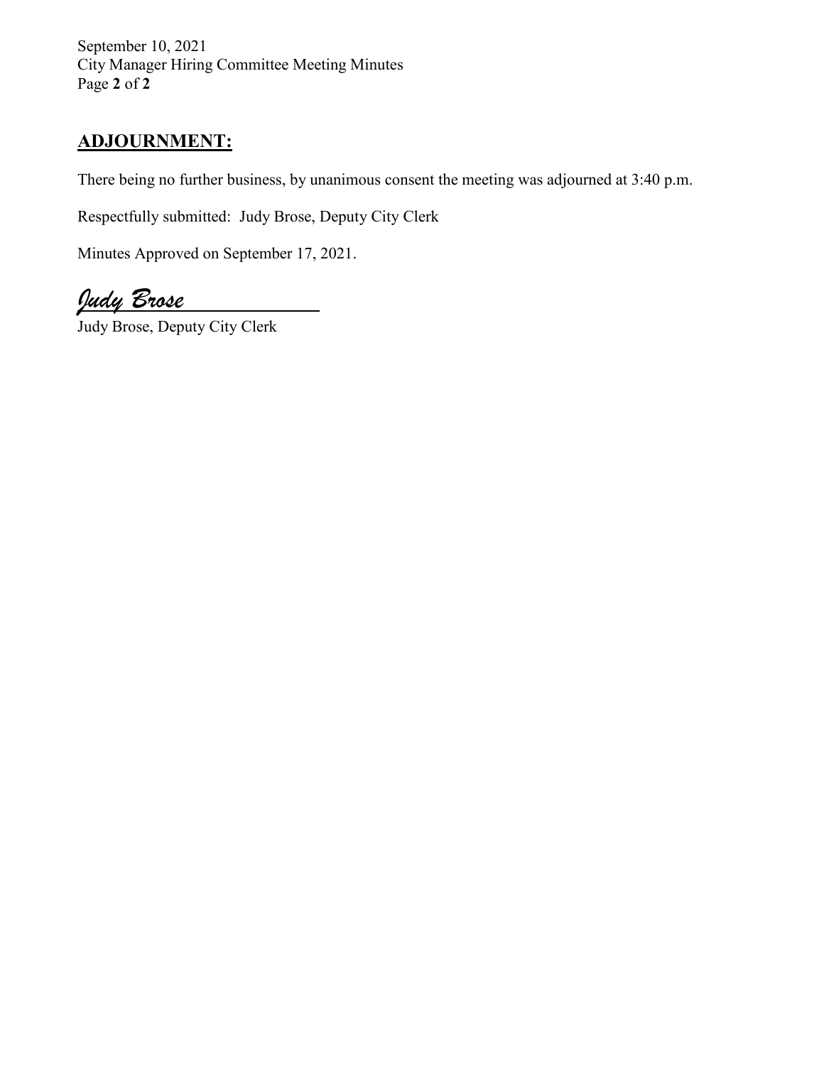## ADJOURNMENT:

There being no further business, by unanimous consent the meeting was adjourned at 3:40 p.m.

Respectfully submitted: Judy Brose, Deputy City Clerk

Minutes Approved on September 17, 2021.

*Judy Brose*

Judy Brose, Deputy City Clerk